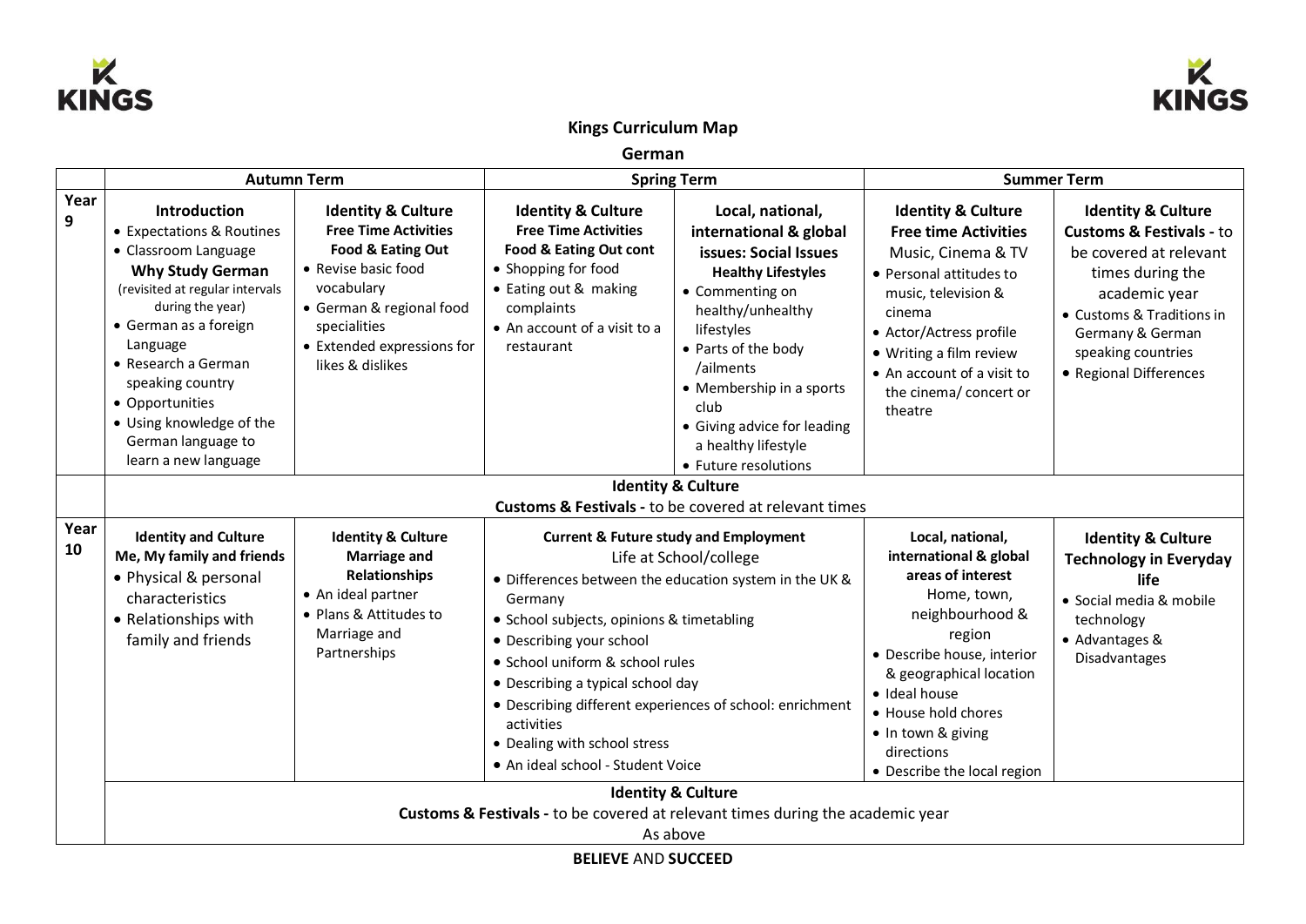# Kings Curriculum Map

## German

| | Autumn Term | | Spring Term | | Summer Term | |
|---|---|---|---|---|---|---|
| **Year 9** | **Introduction**<br>• Expectations & Routines<br>• Classroom Language<br>**Why Study German**<br>(revisited at regular intervals during the year)<br>• German as a foreign Language<br>• Research a German speaking country<br>• Opportunities<br>• Using knowledge of the German language to learn a new language | **Identity & Culture**<br>**Free Time Activities**<br>**Food & Eating Out**<br>• Revise basic food vocabulary<br>• German & regional food specialities<br>• Extended expressions for likes & dislikes | **Identity & Culture**<br>**Free Time Activities**<br>**Food & Eating Out cont**<br>• Shopping for food<br>• Eating out & making complaints<br>• An account of a visit to a restaurant | **Local, national, international & global issues: Social Issues**<br>**Healthy Lifestyles**<br>• Commenting on healthy/unhealthy lifestyles<br>• Parts of the body /ailments<br>• Membership in a sports club<br>• Giving advice for leading a healthy lifestyle<br>• Future resolutions | **Identity & Culture**<br>**Free time Activities**<br>Music, Cinema & TV<br>• Personal attitudes to music, television & cinema<br>• Actor/Actress profile<br>• Writing a film review<br>• An account of a visit to the cinema/ concert or theatre | **Identity & Culture**<br>**Customs & Festivals -** to be covered at relevant times during the academic year<br>• Customs & Traditions in Germany & German speaking countries<br>• Regional Differences |
| | **Identity & Culture**<br>**Customs & Festivals -** to be covered at relevant times | | | | | |
| **Year 10** | **Identity and Culture**<br>**Me, My family and friends**<br>• Physical & personal characteristics<br>• Relationships with family and friends | **Identity & Culture**<br>**Marriage and Relationships**<br>• An ideal partner<br>• Plans & Attitudes to Marriage and Partnerships | **Current & Future study and Employment**<br>Life at School/college<br>• Differences between the education system in the UK & Germany<br>• School subjects, opinions & timetabling<br>• Describing your school<br>• School uniform & school rules<br>• Describing a typical school day<br>• Describing different experiences of school: enrichment activities<br>• Dealing with school stress<br>• An ideal school - Student Voice | | **Local, national, international & global areas of interest**<br>Home, town, neighbourhood & region<br>• Describe house, interior & geographical location<br>• Ideal house<br>• House hold chores<br>• In town & giving directions<br>• Describe the local region | **Identity & Culture**<br>**Technology in Everyday life**<br>• Social media & mobile technology<br>• Advantages & Disadvantages |
| | **Identity & Culture**<br>**Customs & Festivals -** to be covered at relevant times during the academic year<br>As above | | | | | |

**BELIEVE** AND **SUCCEED**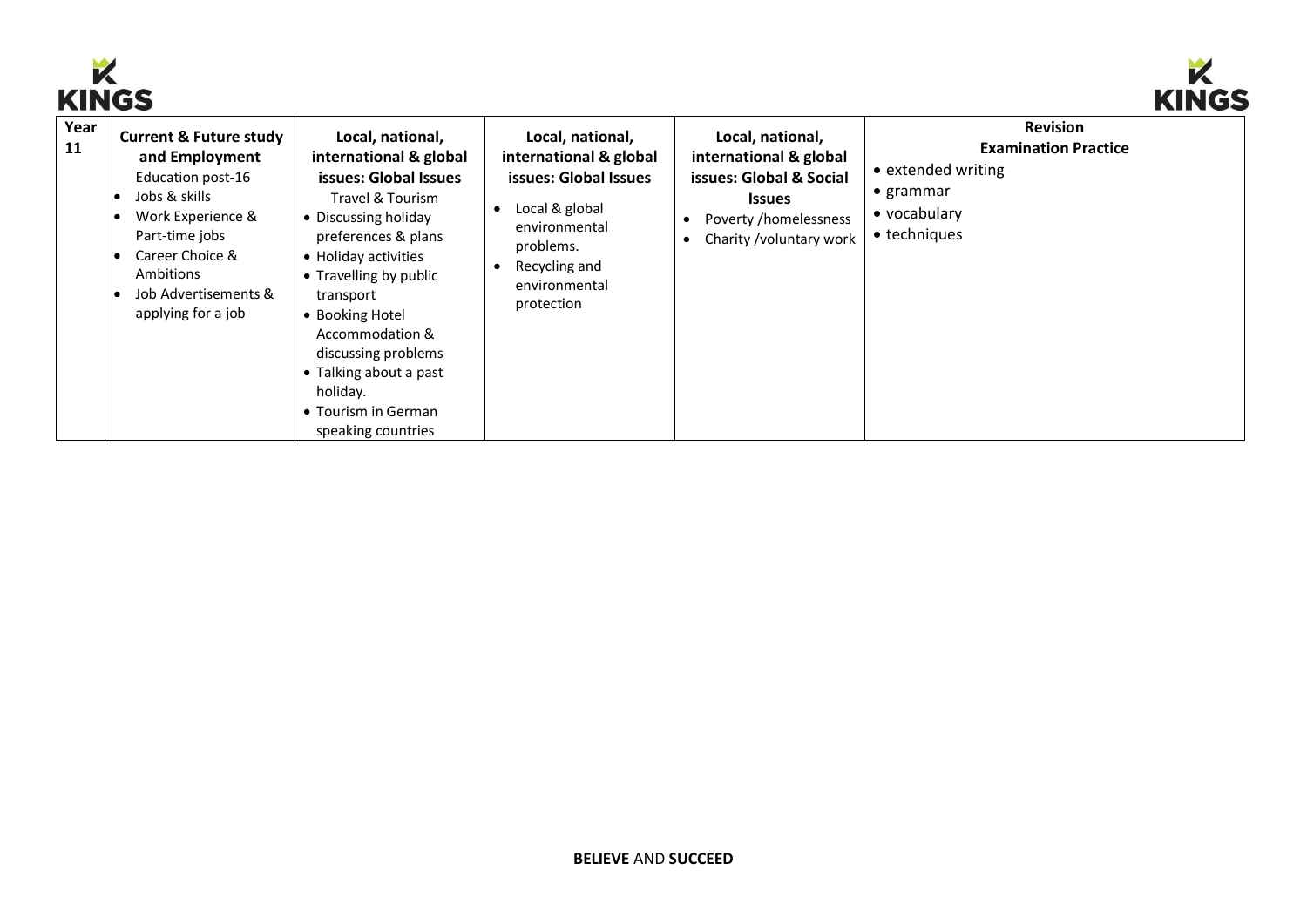| Year 11 | **Current & Future study and Employment**<br>Education post-16<br>• Jobs & skills<br>• Work Experience & Part-time jobs<br>• Career Choice & Ambitions<br>• Job Advertisements & applying for a job | **Local, national, international & global issues: Global Issues**<br>Travel & Tourism<br>• Discussing holiday preferences & plans<br>• Holiday activities<br>• Travelling by public transport<br>• Booking Hotel Accommodation & discussing problems<br>• Talking about a past holiday.<br>• Tourism in German speaking countries | **Local, national, international & global issues: Global Issues**<br>• Local & global environmental problems.<br>• Recycling and environmental protection | **Local, national, international & global issues: Global & Social Issues**<br>• Poverty /homelessness<br>• Charity /voluntary work | **Revision**<br>**Examination Practice**<br>• extended writing<br>• grammar<br>• vocabulary<br>• techniques |
|---|---|---|---|---|---|

**BELIEVE** AND **SUCCEED**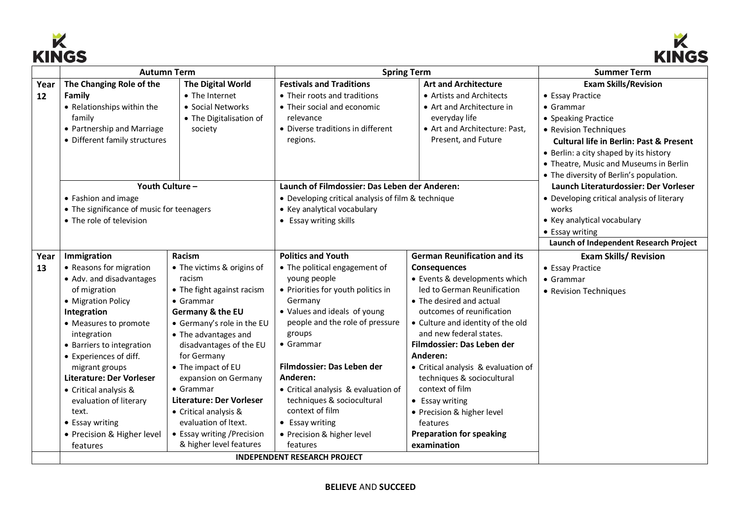| | Autumn Term | | Spring Term | | Summer Term |
|---|---|---|---|---|---|
| **Year 12** | **The Changing Role of the Family**<br>• Relationships within the family<br>• Partnership and Marriage<br>• Different family structures | **The Digital World**<br>• The Internet<br>• Social Networks<br>• The Digitalisation of society | **Festivals and Traditions**<br>• Their roots and traditions<br>• Their social and economic relevance<br>• Diverse traditions in different regions. | **Art and Architecture**<br>• Artists and Architects<br>• Art and Architecture in everyday life<br>• Art and Architecture: Past, Present, and Future | **Exam Skills/Revision**<br>• Essay Practice<br>• Grammar<br>• Speaking Practice<br>• Revision Techniques<br>**Cultural life in Berlin: Past & Present**<br>• Berlin: a city shaped by its history<br>• Theatre, Music and Museums in Berlin<br>• The diversity of Berlin's population.<br>**Launch Literaturdossier: Der Vorleser**<br>• Developing critical analysis of literary works<br>• Key analytical vocabulary<br>• Essay writing<br>**Launch of Independent Research Project** |
| | **Youth Culture –**<br>• Fashion and image<br>• The significance of music for teenagers<br>• The role of television | | **Launch of Filmdossier: Das Leben der Anderen:**<br>• Developing critical analysis of film & technique<br>• Key analytical vocabulary<br>• Essay writing skills | | |
| **Year 13** | **Immigration**<br>• Reasons for migration<br>• Adv. and disadvantages of migration<br>• Migration Policy<br>**Integration**<br>• Measures to promote integration<br>• Barriers to integration<br>• Experiences of diff. migrant groups<br>**Literature: Der Vorleser**<br>• Critical analysis & evaluation of literary text.<br>• Essay writing<br>• Precision & Higher level features | **Racism**<br>• The victims & origins of racism<br>• The fight against racism<br>• Grammar<br>**Germany & the EU**<br>• Germany's role in the EU<br>• The advantages and disadvantages of the EU for Germany<br>• The impact of EU expansion on Germany<br>• Grammar<br>**Literature: Der Vorleser**<br>• Critical analysis & evaluation of ltext.<br>• Essay writing /Precision & higher level features | **Politics and Youth**<br>• The political engagement of young people<br>• Priorities for youth politics in Germany<br>• Values and ideals of young people and the role of pressure groups<br>• Grammar<br><br>**Filmdossier: Das Leben der Anderen:**<br>• Critical analysis & evaluation of techniques & sociocultural context of film<br>• Essay writing<br>• Precision & higher level features | **German Reunification and its Consequences**<br>• Events & developments which led to German Reunification<br>• The desired and actual outcomes of reunification<br>• Culture and identity of the old and new federal states.<br>**Filmdossier: Das Leben der Anderen:**<br>• Critical analysis & evaluation of techniques & sociocultural context of film<br>• Essay writing<br>• Precision & higher level features<br>**Preparation for speaking examination** | **Exam Skills/ Revision**<br>• Essay Practice<br>• Grammar<br>• Revision Techniques |
| | **INDEPENDENT RESEARCH PROJECT** | | | | |

**BELIEVE** AND **SUCCEED**